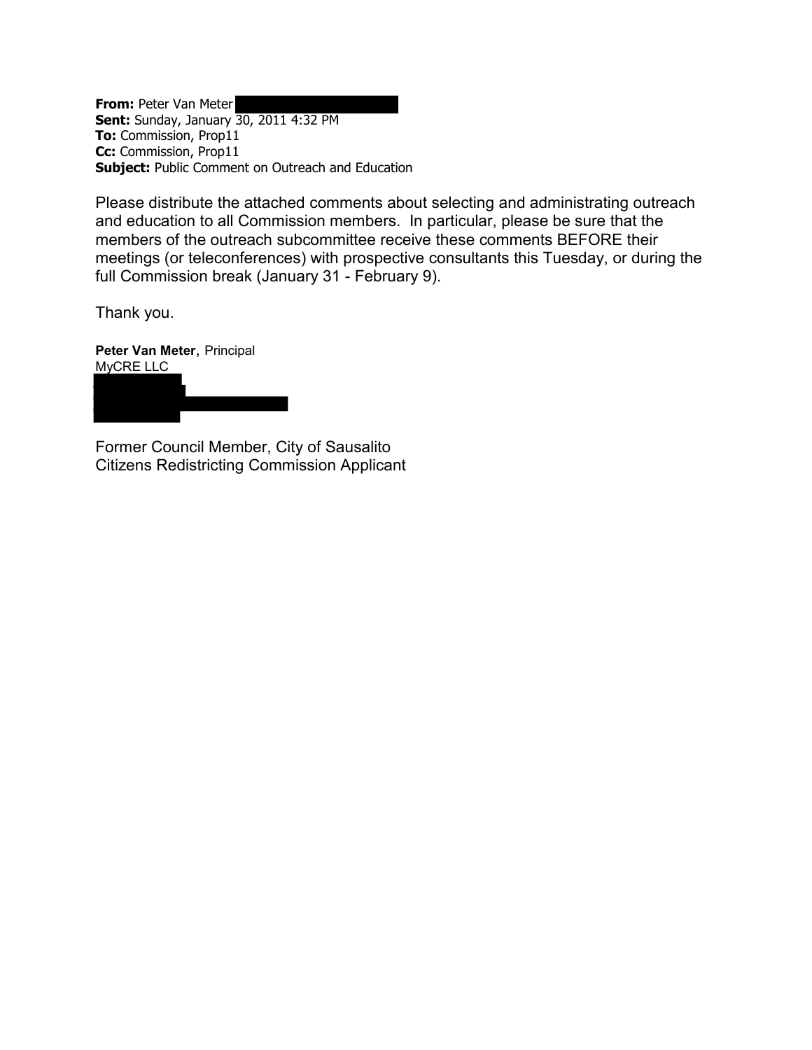**From:** Peter Van Meter
**Sent:** Sunday, January 30, 2011 4:32 PM
**To:** Commission, Prop11
**Cc:** Commission, Prop11
**Subject:** Public Comment on Outreach and Education

Please distribute the attached comments about selecting and administrating outreach and education to all Commission members. In particular, please be sure that the members of the outreach subcommittee receive these comments BEFORE their meetings (or teleconferences) with prospective consultants this Tuesday, or during the full Commission break (January 31 - February 9).

Thank you.

**Peter Van Meter**, Principal
MyCRE LLC

Former Council Member, City of Sausalito
Citizens Redistricting Commission Applicant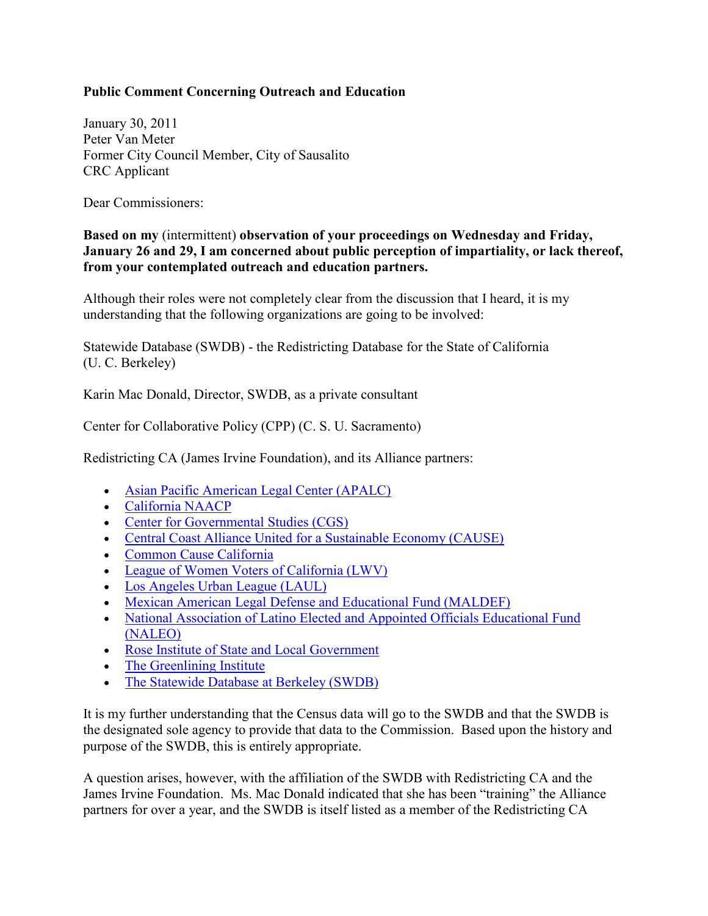**Public Comment Concerning Outreach and Education**

January 30, 2011
Peter Van Meter
Former City Council Member, City of Sausalito
CRC Applicant

Dear Commissioners:

**Based on my** (intermittent) **observation of your proceedings on Wednesday and Friday, January 26 and 29, I am concerned about public perception of impartiality, or lack thereof, from your contemplated outreach and education partners.**

Although their roles were not completely clear from the discussion that I heard, it is my understanding that the following organizations are going to be involved:

Statewide Database (SWDB) - the Redistricting Database for the State of California (U. C. Berkeley)

Karin Mac Donald, Director, SWDB, as a private consultant

Center for Collaborative Policy (CPP) (C. S. U. Sacramento)

Redistricting CA (James Irvine Foundation), and its Alliance partners:

- Asian Pacific American Legal Center (APALC)
- California NAACP
- Center for Governmental Studies (CGS)
- Central Coast Alliance United for a Sustainable Economy (CAUSE)
- Common Cause California
- League of Women Voters of California (LWV)
- Los Angeles Urban League (LAUL)
- Mexican American Legal Defense and Educational Fund (MALDEF)
- National Association of Latino Elected and Appointed Officials Educational Fund (NALEO)
- Rose Institute of State and Local Government
- The Greenlining Institute
- The Statewide Database at Berkeley (SWDB)

It is my further understanding that the Census data will go to the SWDB and that the SWDB is the designated sole agency to provide that data to the Commission. Based upon the history and purpose of the SWDB, this is entirely appropriate.

A question arises, however, with the affiliation of the SWDB with Redistricting CA and the James Irvine Foundation. Ms. Mac Donald indicated that she has been "training" the Alliance partners for over a year, and the SWDB is itself listed as a member of the Redistricting CA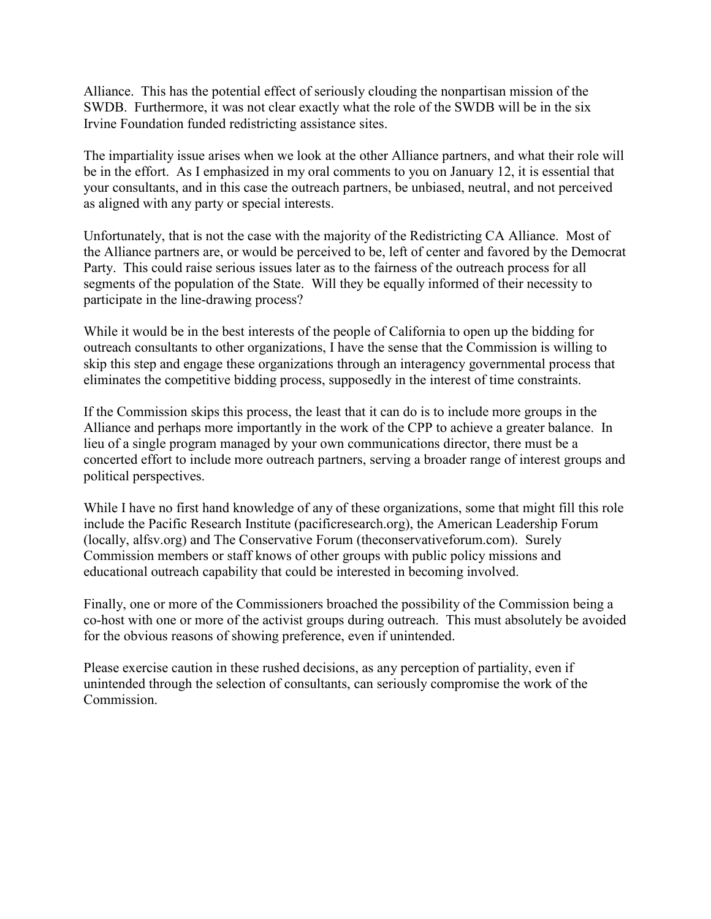Alliance. This has the potential effect of seriously clouding the nonpartisan mission of the SWDB. Furthermore, it was not clear exactly what the role of the SWDB will be in the six Irvine Foundation funded redistricting assistance sites.

The impartiality issue arises when we look at the other Alliance partners, and what their role will be in the effort. As I emphasized in my oral comments to you on January 12, it is essential that your consultants, and in this case the outreach partners, be unbiased, neutral, and not perceived as aligned with any party or special interests.

Unfortunately, that is not the case with the majority of the Redistricting CA Alliance. Most of the Alliance partners are, or would be perceived to be, left of center and favored by the Democrat Party. This could raise serious issues later as to the fairness of the outreach process for all segments of the population of the State. Will they be equally informed of their necessity to participate in the line-drawing process?

While it would be in the best interests of the people of California to open up the bidding for outreach consultants to other organizations, I have the sense that the Commission is willing to skip this step and engage these organizations through an interagency governmental process that eliminates the competitive bidding process, supposedly in the interest of time constraints.

If the Commission skips this process, the least that it can do is to include more groups in the Alliance and perhaps more importantly in the work of the CPP to achieve a greater balance. In lieu of a single program managed by your own communications director, there must be a concerted effort to include more outreach partners, serving a broader range of interest groups and political perspectives.

While I have no first hand knowledge of any of these organizations, some that might fill this role include the Pacific Research Institute (pacificresearch.org), the American Leadership Forum (locally, alfsv.org) and The Conservative Forum (theconservativeforum.com). Surely Commission members or staff knows of other groups with public policy missions and educational outreach capability that could be interested in becoming involved.

Finally, one or more of the Commissioners broached the possibility of the Commission being a co-host with one or more of the activist groups during outreach. This must absolutely be avoided for the obvious reasons of showing preference, even if unintended.

Please exercise caution in these rushed decisions, as any perception of partiality, even if unintended through the selection of consultants, can seriously compromise the work of the Commission.